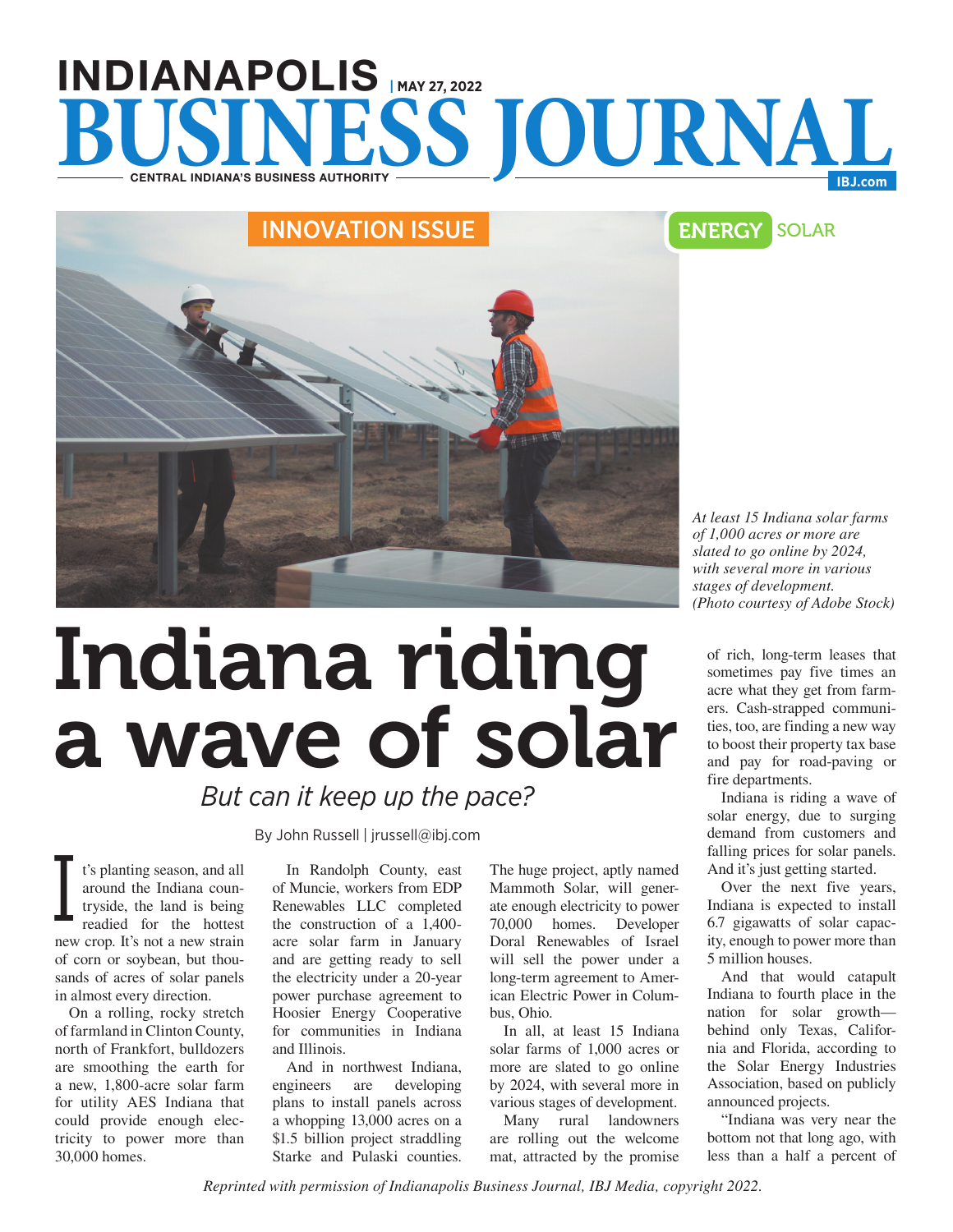# INDIANAPOLIS BUSINESS JOURNAL

MAY 27, 2022

CENTRAL INDIANA'S BUSINESS AUTHORITY

IBJ.com

INNOVATION ISSUE

ENERGY SOLAR

*At least 15 Indiana solar farms of 1,000 acres or more are slated to go online by 2024, with several more in various stages of development. (Photo courtesy of Adobe Stock)*

# Indiana riding a wave of solar

## *But can it keep up the pace?*

By John Russell | jrussell@ibj.com

It's planting season, and all around the Indiana countryside, the land is being readied for the hottest new crop. It's not a new strain of corn or soybean, but thousands of acres of solar panels in almost every direction.

On a rolling, rocky stretch of farmland in Clinton County, north of Frankfort, bulldozers are smoothing the earth for a new, 1,800-acre solar farm for utility AES Indiana that could provide enough electricity to power more than 30,000 homes.

In Randolph County, east of Muncie, workers from EDP Renewables LLC completed the construction of a 1,400-acre solar farm in January and are getting ready to sell the electricity under a 20-year power purchase agreement to Hoosier Energy Cooperative for communities in Indiana and Illinois.

And in northwest Indiana, engineers are developing plans to install panels across a whopping 13,000 acres on a $1.5 billion project straddling Starke and Pulaski counties. The huge project, aptly named Mammoth Solar, will generate enough electricity to power 70,000 homes. Developer Doral Renewables of Israel will sell the power under a long-term agreement to American Electric Power in Columbus, Ohio.

In all, at least 15 Indiana solar farms of 1,000 acres or more are slated to go online by 2024, with several more in various stages of development.

Many rural landowners are rolling out the welcome mat, attracted by the promise of rich, long-term leases that sometimes pay five times an acre what they get from farmers. Cash-strapped communities, too, are finding a new way to boost their property tax base and pay for road-paving or fire departments.

Indiana is riding a wave of solar energy, due to surging demand from customers and falling prices for solar panels. And it's just getting started.

Over the next five years, Indiana is expected to install 6.7 gigawatts of solar capacity, enough to power more than 5 million houses.

And that would catapult Indiana to fourth place in the nation for solar growth—behind only Texas, California and Florida, according to the Solar Energy Industries Association, based on publicly announced projects.

"Indiana was very near the bottom not that long ago, with less than a half a percent of

*Reprinted with permission of Indianapolis Business Journal, IBJ Media, copyright 2022.*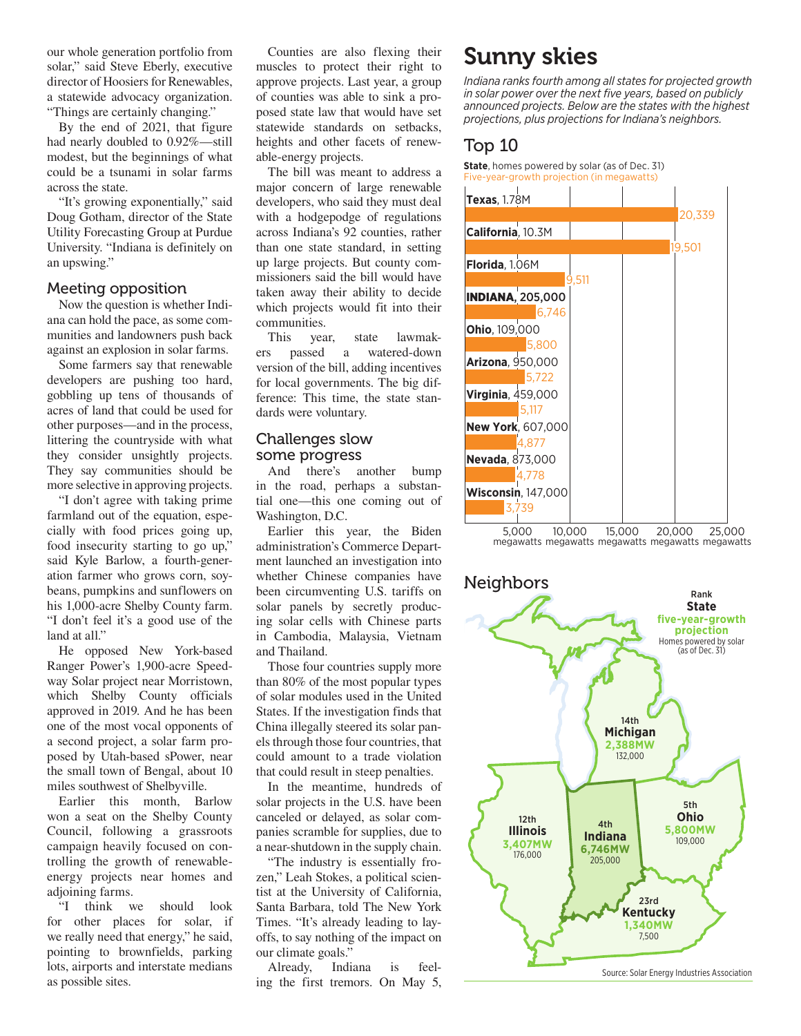our whole generation portfolio from solar," said Steve Eberly, executive director of Hoosiers for Renewables, a statewide advocacy organization. "Things are certainly changing."

By the end of 2021, that figure had nearly doubled to 0.92%—still modest, but the beginnings of what could be a tsunami in solar farms across the state.

"It's growing exponentially," said Doug Gotham, director of the State Utility Forecasting Group at Purdue University. "Indiana is definitely on an upswing."

## Meeting opposition

Now the question is whether Indiana can hold the pace, as some communities and landowners push back against an explosion in solar farms.

Some farmers say that renewable developers are pushing too hard, gobbling up tens of thousands of acres of land that could be used for other purposes—and in the process, littering the countryside with what they consider unsightly projects. They say communities should be more selective in approving projects.

"I don't agree with taking prime farmland out of the equation, especially with food prices going up, food insecurity starting to go up," said Kyle Barlow, a fourth-generation farmer who grows corn, soybeans, pumpkins and sunflowers on his 1,000-acre Shelby County farm. "I don't feel it's a good use of the land at all."

He opposed New York-based Ranger Power's 1,900-acre Speedway Solar project near Morristown, which Shelby County officials approved in 2019. And he has been one of the most vocal opponents of a second project, a solar farm proposed by Utah-based sPower, near the small town of Bengal, about 10 miles southwest of Shelbyville.

Earlier this month, Barlow won a seat on the Shelby County Council, following a grassroots campaign heavily focused on controlling the growth of renewable-energy projects near homes and adjoining farms.

"I think we should look for other places for solar, if we really need that energy," he said, pointing to brownfields, parking lots, airports and interstate medians as possible sites.

Counties are also flexing their muscles to protect their right to approve projects. Last year, a group of counties was able to sink a proposed state law that would have set statewide standards on setbacks, heights and other facets of renewable-energy projects.

The bill was meant to address a major concern of large renewable developers, who said they must deal with a hodgepodge of regulations across Indiana's 92 counties, rather than one state standard, in setting up large projects. But county commissioners said the bill would have taken away their ability to decide which projects would fit into their communities.

This year, state lawmakers passed a watered-down version of the bill, adding incentives for local governments. The big difference: This time, the state standards were voluntary.

## Challenges slow some progress

And there's another bump in the road, perhaps a substantial one—this one coming out of Washington, D.C.

Earlier this year, the Biden administration's Commerce Department launched an investigation into whether Chinese companies have been circumventing U.S. tariffs on solar panels by secretly producing solar cells with Chinese parts in Cambodia, Malaysia, Vietnam and Thailand.

Those four countries supply more than 80% of the most popular types of solar modules used in the United States. If the investigation finds that China illegally steered its solar panels through those four countries, that could amount to a trade violation that could result in steep penalties.

In the meantime, hundreds of solar projects in the U.S. have been canceled or delayed, as solar companies scramble for supplies, due to a near-shutdown in the supply chain.

"The industry is essentially frozen," Leah Stokes, a political scientist at the University of California, Santa Barbara, told The New York Times. "It's already leading to layoffs, to say nothing of the impact on our climate goals."

Already, Indiana is feeling the first tremors. On May 5,

# Sunny skies

*Indiana ranks fourth among all states for projected growth in solar power over the next five years, based on publicly announced projects. Below are the states with the highest projections, plus projections for Indiana's neighbors.*

## Top 10

**State**, homes powered by solar (as of Dec. 31)
Five-year-growth projection (in megawatts)

| State | Homes powered by solar | Five-year-growth projection (MW) |
|---|---|---|
| **Texas** | 1.78M | 20,339 |
| **California** | 10.3M | 19,501 |
| **Florida** | 1.06M | 9,511 |
| **INDIANA** | **205,000** | 6,746 |
| **Ohio** | 109,000 | 5,800 |
| **Arizona** | 950,000 | 5,722 |
| **Virginia** | 459,000 | 5,117 |
| **New York** | 607,000 | 4,877 |
| **Nevada** | 873,000 | 4,778 |
| **Wisconsin** | 147,000 | 3,739 |

## Neighbors

Rank / **State** / five-year-growth projection / Homes powered by solar (as of Dec. 31)

| Rank | State | Five-year-growth projection | Homes powered by solar |
|---|---|---|---|
| 14th | **Michigan** | 2,388MW | 132,000 |
| 12th | **Illinois** | 3,407MW | 176,000 |
| 4th | **Indiana** | 6,746MW | 205,000 |
| 5th | **Ohio** | 5,800MW | 109,000 |
| 23rd | **Kentucky** | 1,340MW | 7,500 |

Source: Solar Energy Industries Association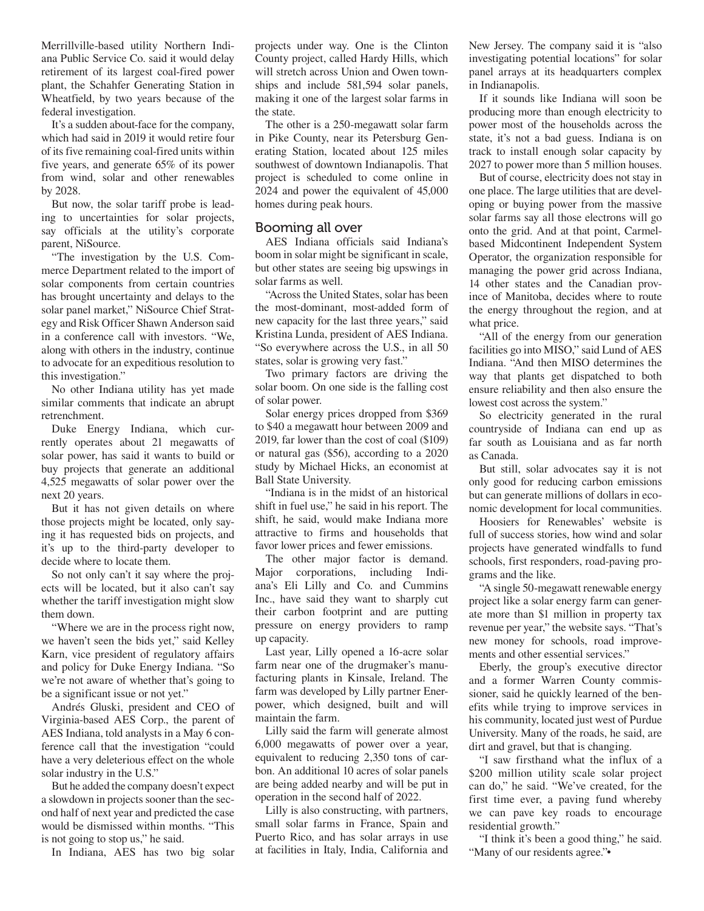Merrillville-based utility Northern Indiana Public Service Co. said it would delay retirement of its largest coal-fired power plant, the Schahfer Generating Station in Wheatfield, by two years because of the federal investigation.

It's a sudden about-face for the company, which had said in 2019 it would retire four of its five remaining coal-fired units within five years, and generate 65% of its power from wind, solar and other renewables by 2028.

But now, the solar tariff probe is leading to uncertainties for solar projects, say officials at the utility's corporate parent, NiSource.

"The investigation by the U.S. Commerce Department related to the import of solar components from certain countries has brought uncertainty and delays to the solar panel market," NiSource Chief Strategy and Risk Officer Shawn Anderson said in a conference call with investors. "We, along with others in the industry, continue to advocate for an expeditious resolution to this investigation."

No other Indiana utility has yet made similar comments that indicate an abrupt retrenchment.

Duke Energy Indiana, which currently operates about 21 megawatts of solar power, has said it wants to build or buy projects that generate an additional 4,525 megawatts of solar power over the next 20 years.

But it has not given details on where those projects might be located, only saying it has requested bids on projects, and it's up to the third-party developer to decide where to locate them.

So not only can't it say where the projects will be located, but it also can't say whether the tariff investigation might slow them down.

"Where we are in the process right now, we haven't seen the bids yet," said Kelley Karn, vice president of regulatory affairs and policy for Duke Energy Indiana. "So we're not aware of whether that's going to be a significant issue or not yet."

Andrés Gluski, president and CEO of Virginia-based AES Corp., the parent of AES Indiana, told analysts in a May 6 conference call that the investigation "could have a very deleterious effect on the whole solar industry in the U.S."

But he added the company doesn't expect a slowdown in projects sooner than the second half of next year and predicted the case would be dismissed within months. "This is not going to stop us," he said.

In Indiana, AES has two big solar projects under way. One is the Clinton County project, called Hardy Hills, which will stretch across Union and Owen townships and include 581,594 solar panels, making it one of the largest solar farms in the state.

The other is a 250-megawatt solar farm in Pike County, near its Petersburg Generating Station, located about 125 miles southwest of downtown Indianapolis. That project is scheduled to come online in 2024 and power the equivalent of 45,000 homes during peak hours.

## Booming all over

AES Indiana officials said Indiana's boom in solar might be significant in scale, but other states are seeing big upswings in solar farms as well.

"Across the United States, solar has been the most-dominant, most-added form of new capacity for the last three years," said Kristina Lunda, president of AES Indiana. "So everywhere across the U.S., in all 50 states, solar is growing very fast."

Two primary factors are driving the solar boom. On one side is the falling cost of solar power.

Solar energy prices dropped from $369 to $40 a megawatt hour between 2009 and 2019, far lower than the cost of coal ($109) or natural gas ($56), according to a 2020 study by Michael Hicks, an economist at Ball State University.

"Indiana is in the midst of an historical shift in fuel use," he said in his report. The shift, he said, would make Indiana more attractive to firms and households that favor lower prices and fewer emissions.

The other major factor is demand. Major corporations, including Indiana's Eli Lilly and Co. and Cummins Inc., have said they want to sharply cut their carbon footprint and are putting pressure on energy providers to ramp up capacity.

Last year, Lilly opened a 16-acre solar farm near one of the drugmaker's manufacturing plants in Kinsale, Ireland. The farm was developed by Lilly partner Enerpower, which designed, built and will maintain the farm.

Lilly said the farm will generate almost 6,000 megawatts of power over a year, equivalent to reducing 2,350 tons of carbon. An additional 10 acres of solar panels are being added nearby and will be put in operation in the second half of 2022.

Lilly is also constructing, with partners, small solar farms in France, Spain and Puerto Rico, and has solar arrays in use at facilities in Italy, India, California and New Jersey. The company said it is "also investigating potential locations" for solar panel arrays at its headquarters complex in Indianapolis.

If it sounds like Indiana will soon be producing more than enough electricity to power most of the households across the state, it's not a bad guess. Indiana is on track to install enough solar capacity by 2027 to power more than 5 million houses.

But of course, electricity does not stay in one place. The large utilities that are developing or buying power from the massive solar farms say all those electrons will go onto the grid. And at that point, Carmel-based Midcontinent Independent System Operator, the organization responsible for managing the power grid across Indiana, 14 other states and the Canadian province of Manitoba, decides where to route the energy throughout the region, and at what price.

"All of the energy from our generation facilities go into MISO," said Lund of AES Indiana. "And then MISO determines the way that plants get dispatched to both ensure reliability and then also ensure the lowest cost across the system."

So electricity generated in the rural countryside of Indiana can end up as far south as Louisiana and as far north as Canada.

But still, solar advocates say it is not only good for reducing carbon emissions but can generate millions of dollars in economic development for local communities.

Hoosiers for Renewables' website is full of success stories, how wind and solar projects have generated windfalls to fund schools, first responders, road-paving programs and the like.

"A single 50-megawatt renewable energy project like a solar energy farm can generate more than $1 million in property tax revenue per year," the website says. "That's new money for schools, road improvements and other essential services."

Eberly, the group's executive director and a former Warren County commissioner, said he quickly learned of the benefits while trying to improve services in his community, located just west of Purdue University. Many of the roads, he said, are dirt and gravel, but that is changing.

"I saw firsthand what the influx of a $200 million utility scale solar project can do," he said. "We've created, for the first time ever, a paving fund whereby we can pave key roads to encourage residential growth."

"I think it's been a good thing," he said. "Many of our residents agree."•